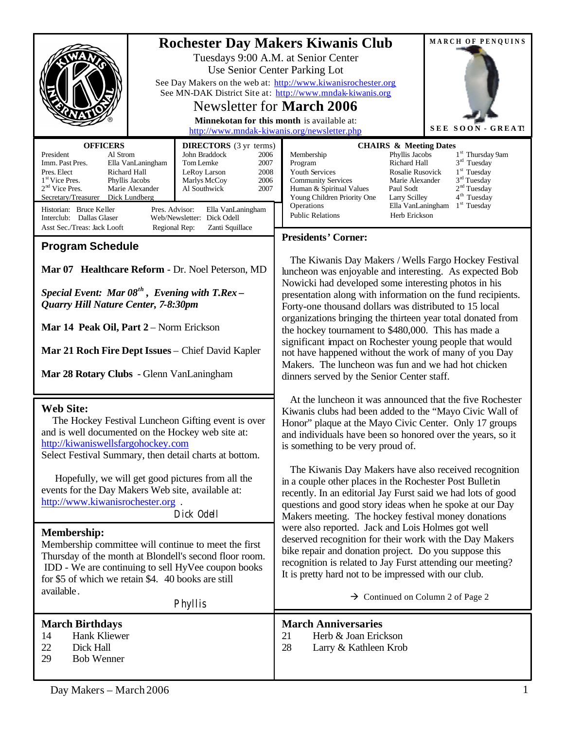# Rochester Day Makers Kiwanis Club

Tuesdays 9:00 A.M. at Senior Center
Use Senior Center Parking Lot
See Day Makers on the web at: http://www.kiwanisrochester.org
See MN-DAK District Site at: http://www.mndak-kiwanis.org

## Newsletter for **March 2006**

**Minnekotan for this month** is available at: http://www.mndak-kiwanis.org/newsletter.php

MARCH OF PENQUINS

SEE SOON - GREAT!

**OFFICERS**

| | |
|---|---|
| President | Al Strom |
| Imm. Past Pres. | Ella VanLaningham |
| Pres. Elect | Richard Hall |
| 1st Vice Pres. | Phyllis Jacobs |
| 2nd Vice Pres. | Marie Alexander |
| Secretary/Treasurer | Dick Lundberg |

**DIRECTORS** (3 yr terms)

| | |
|---|---|
| John Braddock | 2006 |
| Tom Lemke | 2007 |
| LeRoy Larson | 2008 |
| Marlys McCoy | 2006 |
| Al Southwick | 2007 |

Historian: Bruce Keller
Interclub: Dallas Glaser
Asst Sec./Treas: Jack Looft
Pres. Advisor: Ella VanLaningham
Web/Newsletter: Dick Odell
Regional Rep: Zanti Squillace

**CHAIRS & Meeting Dates**

| | | |
|---|---|---|
| Membership | Phyllis Jacobs | 1st Thursday 9am |
| Program | Richard Hall | 3rd Tuesday |
| Youth Services | Rosalie Rusovick | 1st Tuesday |
| Community Services | Marie Alexander | 3rd Tuesday |
| Human & Spiritual Values | Paul Sodt | 2nd Tuesday |
| Young Children Priority One | Larry Scilley | 4th Tuesday |
| Operations | Ella VanLaningham | 1st Tuesday |
| Public Relations | Herb Erickson | |

## Program Schedule

**Mar 07 Healthcare Reform** - Dr. Noel Peterson, MD

***Special Event: Mar 08th, Evening with T.Rex – Quarry Hill Nature Center, 7-8:30pm***

**Mar 14 Peak Oil, Part 2** – Norm Erickson

**Mar 21 Roch Fire Dept Issues** – Chief David Kapler

**Mar 28 Rotary Clubs** - Glenn VanLaningham

## Web Site:

The Hockey Festival Luncheon Gifting event is over and is well documented on the Hockey web site at: http://kiwaniswellsfargohockey.com
Select Festival Summary, then detail charts at bottom.

Hopefully, we will get good pictures from all the events for the Day Makers Web site, available at: http://www.kiwanisrochester.org .

Dick Odell

## Membership:

Membership committee will continue to meet the first Thursday of the month at Blondell's second floor room. IDD - We are continuing to sell HyVee coupon books for $5 of which we retain $4. 40 books are still available.

Phyllis

## Presidents' Corner:

The Kiwanis Day Makers / Wells Fargo Hockey Festival luncheon was enjoyable and interesting. As expected Bob Nowicki had developed some interesting photos in his presentation along with information on the fund recipients. Forty-one thousand dollars was distributed to 15 local organizations bringing the thirteen year total donated from the hockey tournament to $480,000. This has made a significant impact on Rochester young people that would not have happened without the work of many of you Day Makers. The luncheon was fun and we had hot chicken dinners served by the Senior Center staff.

At the luncheon it was announced that the five Rochester Kiwanis clubs had been added to the "Mayo Civic Wall of Honor" plaque at the Mayo Civic Center. Only 17 groups and individuals have been so honored over the years, so it is something to be very proud of.

The Kiwanis Day Makers have also received recognition in a couple other places in the Rochester Post Bulletin recently. In an editorial Jay Furst said we had lots of good questions and good story ideas when he spoke at our Day Makers meeting. The hockey festival money donations were also reported. Jack and Lois Holmes got well deserved recognition for their work with the Day Makers bike repair and donation project. Do you suppose this recognition is related to Jay Furst attending our meeting? It is pretty hard not to be impressed with our club.

→ Continued on Column 2 of Page 2

## March Birthdays

| | |
|---|---|
| 14 | Hank Kliewer |
| 22 | Dick Hall |
| 29 | Bob Wenner |

## March Anniversaries

| | |
|---|---|
| 21 | Herb & Joan Erickson |
| 28 | Larry & Kathleen Krob |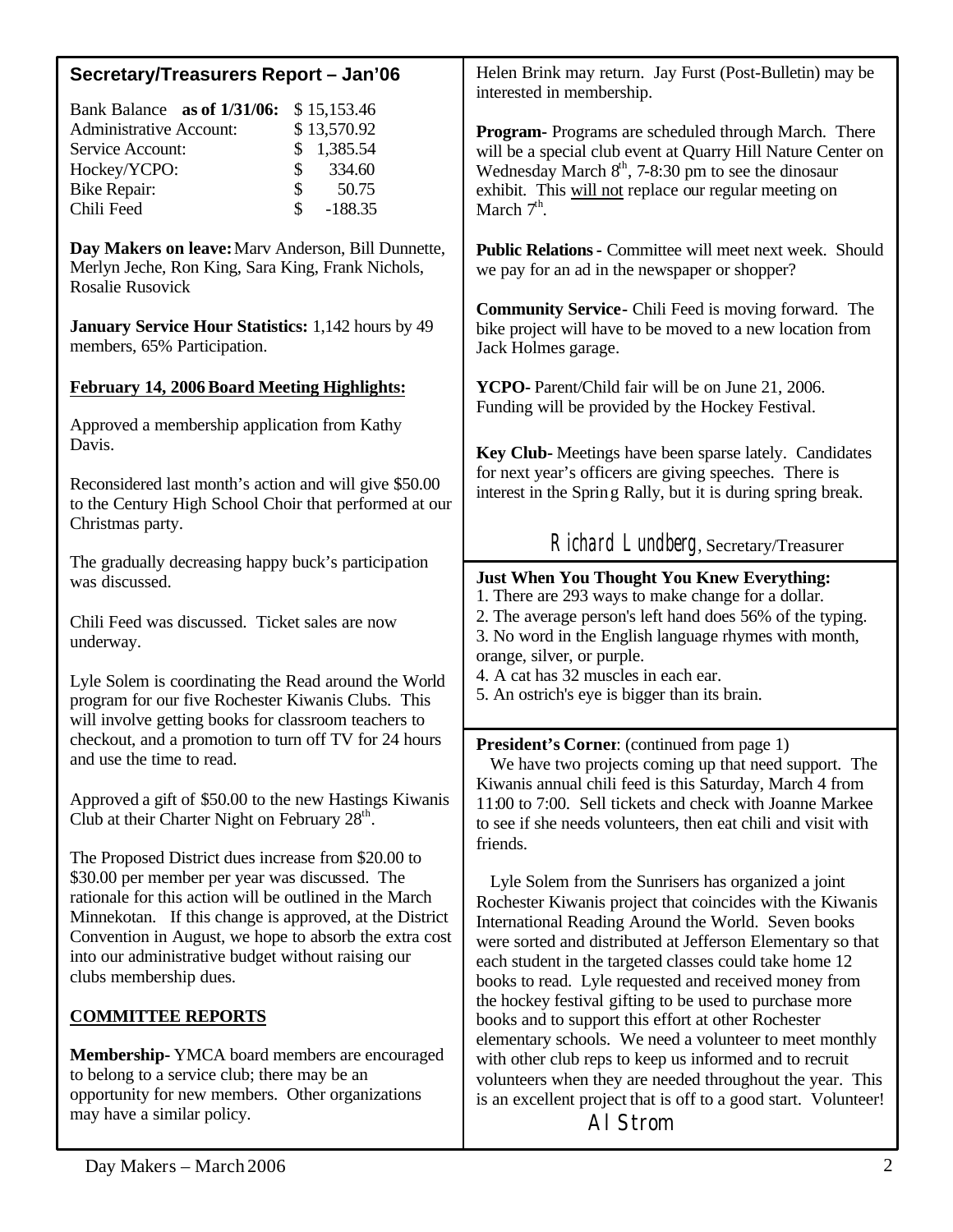## Secretary/Treasurers Report – Jan'06

| | |
|---|---|
| Bank Balance **as of 1/31/06:** | $ 15,153.46 |
| Administrative Account: | $ 13,570.92 |
| Service Account: | $ 1,385.54 |
| Hockey/YCPO: | $ 334.60 |
| Bike Repair: | $ 50.75 |
| Chili Feed | $ -188.35 |

**Day Makers on leave:** Marv Anderson, Bill Dunnette, Merlyn Jeche, Ron King, Sara King, Frank Nichols, Rosalie Rusovick

**January Service Hour Statistics:** 1,142 hours by 49 members, 65% Participation.

**February 14, 2006 Board Meeting Highlights:**

Approved a membership application from Kathy Davis.

Reconsidered last month's action and will give $50.00 to the Century High School Choir that performed at our Christmas party.

The gradually decreasing happy buck's participation was discussed.

Chili Feed was discussed. Ticket sales are now underway.

Lyle Solem is coordinating the Read around the World program for our five Rochester Kiwanis Clubs. This will involve getting books for classroom teachers to checkout, and a promotion to turn off TV for 24 hours and use the time to read.

Approved a gift of $50.00 to the new Hastings Kiwanis Club at their Charter Night on February 28th.

The Proposed District dues increase from $20.00 to $30.00 per member per year was discussed. The rationale for this action will be outlined in the March Minnekotan. If this change is approved, at the District Convention in August, we hope to absorb the extra cost into our administrative budget without raising our clubs membership dues.

**COMMITTEE REPORTS**

**Membership-** YMCA board members are encouraged to belong to a service club; there may be an opportunity for new members. Other organizations may have a similar policy. Helen Brink may return. Jay Furst (Post-Bulletin) may be interested in membership.

**Program-** Programs are scheduled through March. There will be a special club event at Quarry Hill Nature Center on Wednesday March 8th, 7-8:30 pm to see the dinosaur exhibit. This will not replace our regular meeting on March 7th.

**Public Relations -** Committee will meet next week. Should we pay for an ad in the newspaper or shopper?

**Community Service -** Chili Feed is moving forward. The bike project will have to be moved to a new location from Jack Holmes garage.

**YCPO-** Parent/Child fair will be on June 21, 2006. Funding will be provided by the Hockey Festival.

**Key Club-** Meetings have been sparse lately. Candidates for next year's officers are giving speeches. There is interest in the Spring Rally, but it is during spring break.

*Richard Lundberg*, Secretary/Treasurer

**Just When You Thought You Knew Everything:**

1. There are 293 ways to make change for a dollar.
2. The average person's left hand does 56% of the typing.
3. No word in the English language rhymes with month, orange, silver, or purple.
4. A cat has 32 muscles in each ear.
5. An ostrich's eye is bigger than its brain.

**President's Corner**: (continued from page 1)

We have two projects coming up that need support. The Kiwanis annual chili feed is this Saturday, March 4 from 11:00 to 7:00. Sell tickets and check with Joanne Markee to see if she needs volunteers, then eat chili and visit with friends.

Lyle Solem from the Sunrisers has organized a joint Rochester Kiwanis project that coincides with the Kiwanis International Reading Around the World. Seven books were sorted and distributed at Jefferson Elementary so that each student in the targeted classes could take home 12 books to read. Lyle requested and received money from the hockey festival gifting to be used to purchase more books and to support this effort at other Rochester elementary schools. We need a volunteer to meet monthly with other club reps to keep us informed and to recruit volunteers when they are needed throughout the year. This is an excellent project that is off to a good start. Volunteer!

*Al Strom*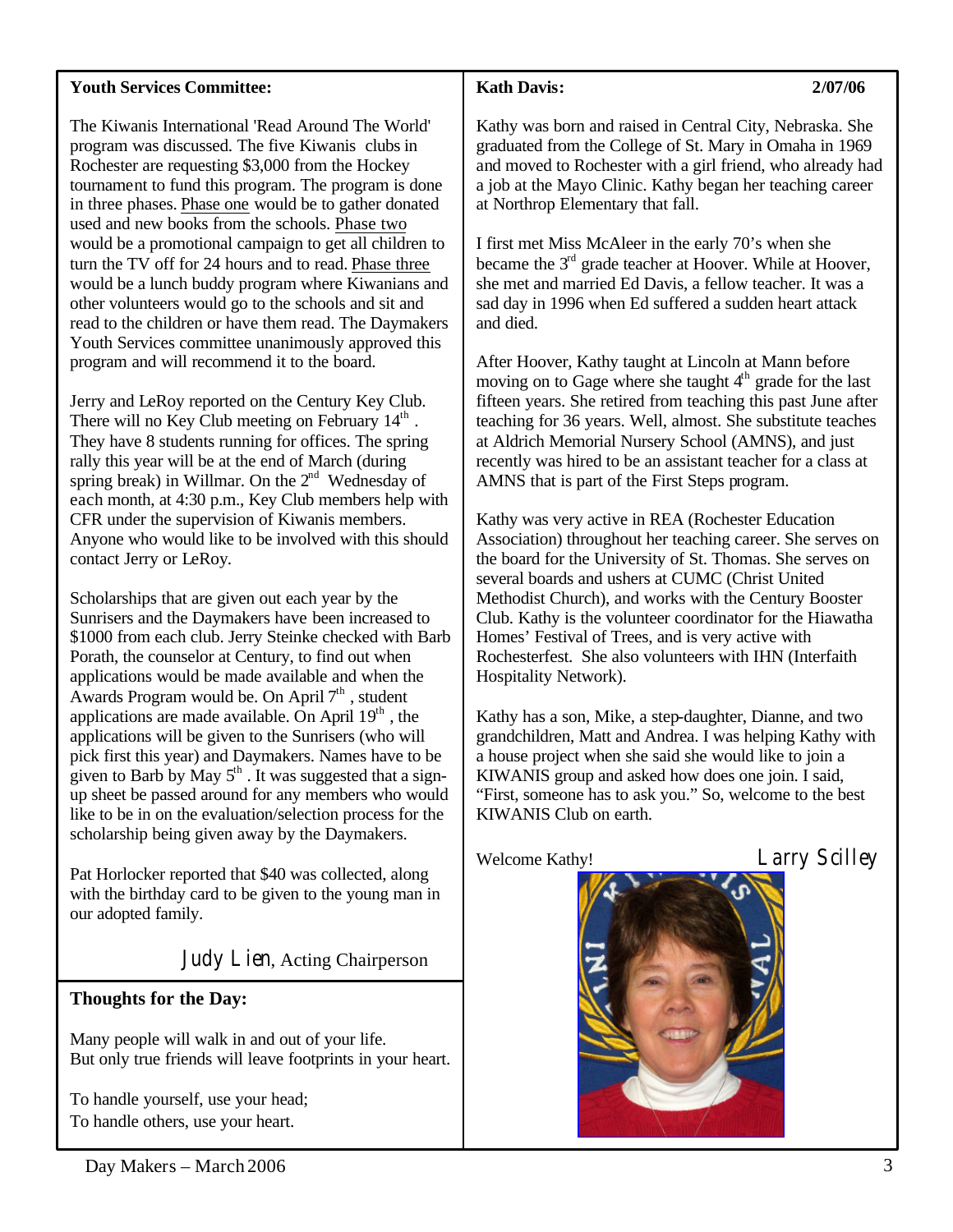**Youth Services Committee:**

The Kiwanis International 'Read Around The World' program was discussed. The five Kiwanis clubs in Rochester are requesting $3,000 from the Hockey tournament to fund this program. The program is done in three phases. Phase one would be to gather donated used and new books from the schools. Phase two would be a promotional campaign to get all children to turn the TV off for 24 hours and to read. Phase three would be a lunch buddy program where Kiwanians and other volunteers would go to the schools and sit and read to the children or have them read. The Daymakers Youth Services committee unanimously approved this program and will recommend it to the board.

Jerry and LeRoy reported on the Century Key Club. There will no Key Club meeting on February 14th . They have 8 students running for offices. The spring rally this year will be at the end of March (during spring break) in Willmar. On the 2nd Wednesday of each month, at 4:30 p.m., Key Club members help with CFR under the supervision of Kiwanis members. Anyone who would like to be involved with this should contact Jerry or LeRoy.

Scholarships that are given out each year by the Sunrisers and the Daymakers have been increased to $1000 from each club. Jerry Steinke checked with Barb Porath, the counselor at Century, to find out when applications would be made available and when the Awards Program would be. On April 7th , student applications are made available. On April 19th , the applications will be given to the Sunrisers (who will pick first this year) and Daymakers. Names have to be given to Barb by May 5th . It was suggested that a sign-up sheet be passed around for any members who would like to be in on the evaluation/selection process for the scholarship being given away by the Daymakers.

Pat Horlocker reported that $40 was collected, along with the birthday card to be given to the young man in our adopted family.

*Judy Lien*, Acting Chairperson

**Thoughts for the Day:**

Many people will walk in and out of your life.
But only true friends will leave footprints in your heart.

To handle yourself, use your head;
To handle others, use your heart.

**Kath Davis:** 2/07/06

Kathy was born and raised in Central City, Nebraska. She graduated from the College of St. Mary in Omaha in 1969 and moved to Rochester with a girl friend, who already had a job at the Mayo Clinic. Kathy began her teaching career at Northrop Elementary that fall.

I first met Miss McAleer in the early 70's when she became the 3rd grade teacher at Hoover. While at Hoover, she met and married Ed Davis, a fellow teacher. It was a sad day in 1996 when Ed suffered a sudden heart attack and died.

After Hoover, Kathy taught at Lincoln at Mann before moving on to Gage where she taught 4th grade for the last fifteen years. She retired from teaching this past June after teaching for 36 years. Well, almost. She substitute teaches at Aldrich Memorial Nursery School (AMNS), and just recently was hired to be an assistant teacher for a class at AMNS that is part of the First Steps program.

Kathy was very active in REA (Rochester Education Association) throughout her teaching career. She serves on the board for the University of St. Thomas. She serves on several boards and ushers at CUMC (Christ United Methodist Church), and works with the Century Booster Club. Kathy is the volunteer coordinator for the Hiawatha Homes' Festival of Trees, and is very active with Rochesterfest. She also volunteers with IHN (Interfaith Hospitality Network).

Kathy has a son, Mike, a step-daughter, Dianne, and two grandchildren, Matt and Andrea. I was helping Kathy with a house project when she said she would like to join a KIWANIS group and asked how does one join. I said, "First, someone has to ask you." So, welcome to the best KIWANIS Club on earth.

Welcome Kathy!

*Larry Scilley*